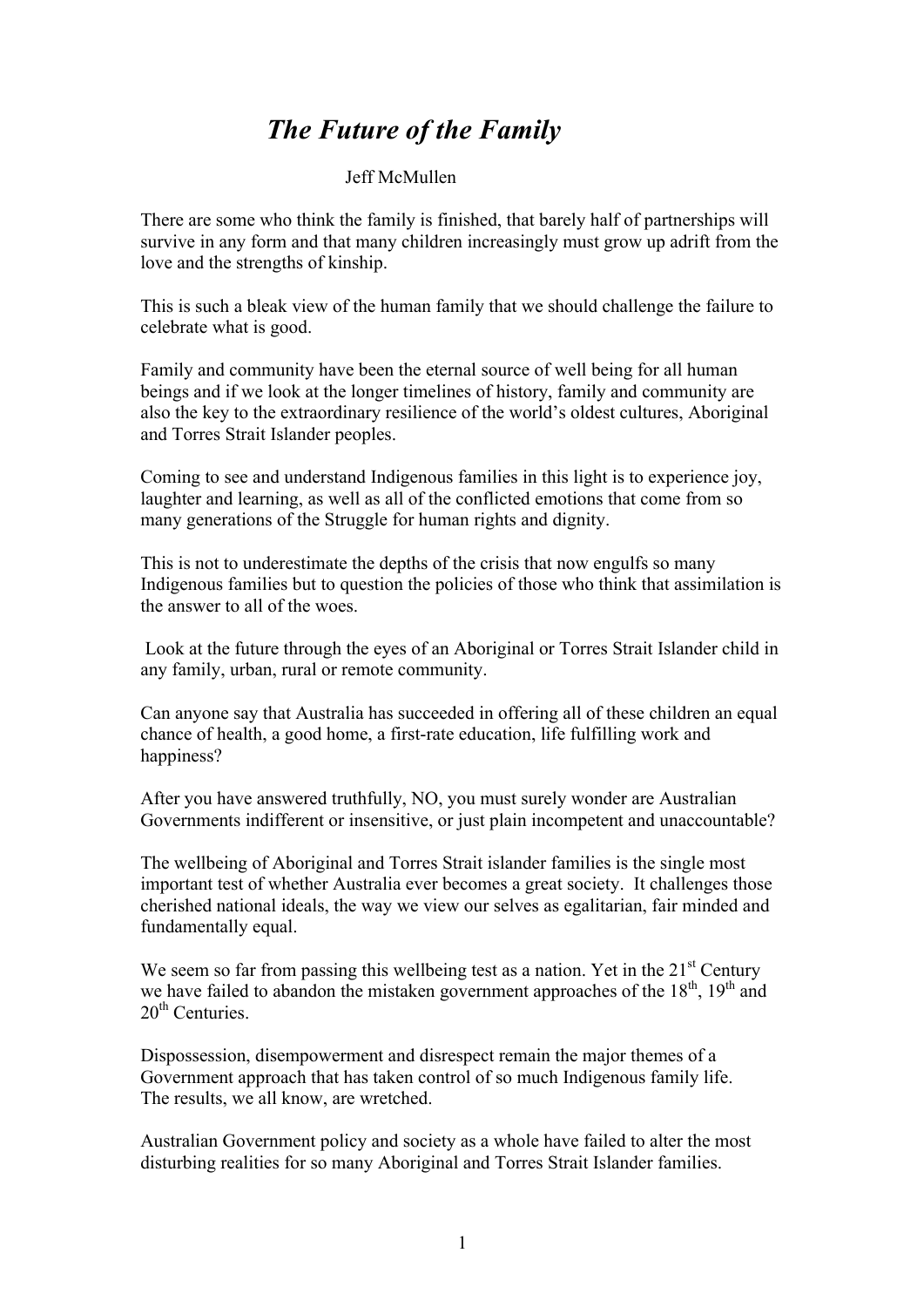# *The Future of the Family*

Jeff McMullen

There are some who think the family is finished, that barely half of partnerships will survive in any form and that many children increasingly must grow up adrift from the love and the strengths of kinship.

This is such a bleak view of the human family that we should challenge the failure to celebrate what is good.

Family and community have been the eternal source of well being for all human beings and if we look at the longer timelines of history, family and community are also the key to the extraordinary resilience of the world's oldest cultures, Aboriginal and Torres Strait Islander peoples.

Coming to see and understand Indigenous families in this light is to experience joy, laughter and learning, as well as all of the conflicted emotions that come from so many generations of the Struggle for human rights and dignity.

This is not to underestimate the depths of the crisis that now engulfs so many Indigenous families but to question the policies of those who think that assimilation is the answer to all of the woes.

Look at the future through the eyes of an Aboriginal or Torres Strait Islander child in any family, urban, rural or remote community.

Can anyone say that Australia has succeeded in offering all of these children an equal chance of health, a good home, a first-rate education, life fulfilling work and happiness?

After you have answered truthfully, NO, you must surely wonder are Australian Governments indifferent or insensitive, or just plain incompetent and unaccountable?

The wellbeing of Aboriginal and Torres Strait islander families is the single most important test of whether Australia ever becomes a great society. It challenges those cherished national ideals, the way we view our selves as egalitarian, fair minded and fundamentally equal.

We seem so far from passing this wellbeing test as a nation. Yet in the 21st Century we have failed to abandon the mistaken government approaches of the 18th, 19th and 20th Centuries.

Dispossession, disempowerment and disrespect remain the major themes of a Government approach that has taken control of so much Indigenous family life. The results, we all know, are wretched.

Australian Government policy and society as a whole have failed to alter the most disturbing realities for so many Aboriginal and Torres Strait Islander families.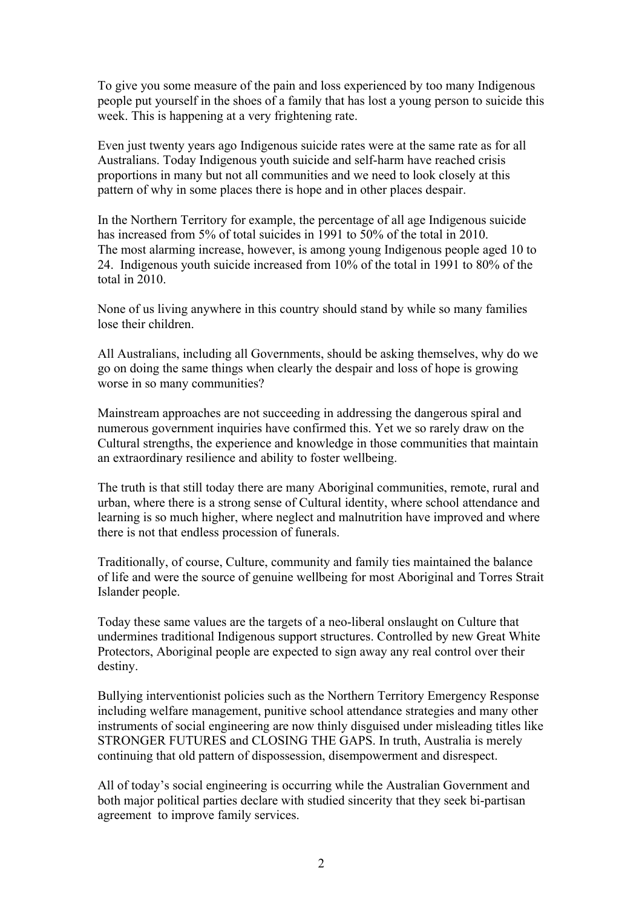To give you some measure of the pain and loss experienced by too many Indigenous people put yourself in the shoes of a family that has lost a young person to suicide this week. This is happening at a very frightening rate.

Even just twenty years ago Indigenous suicide rates were at the same rate as for all Australians. Today Indigenous youth suicide and self-harm have reached crisis proportions in many but not all communities and we need to look closely at this pattern of why in some places there is hope and in other places despair.

In the Northern Territory for example, the percentage of all age Indigenous suicide has increased from 5% of total suicides in 1991 to 50% of the total in 2010. The most alarming increase, however, is among young Indigenous people aged 10 to 24. Indigenous youth suicide increased from 10% of the total in 1991 to 80% of the total in 2010.

None of us living anywhere in this country should stand by while so many families lose their children.

All Australians, including all Governments, should be asking themselves, why do we go on doing the same things when clearly the despair and loss of hope is growing worse in so many communities?

Mainstream approaches are not succeeding in addressing the dangerous spiral and numerous government inquiries have confirmed this. Yet we so rarely draw on the Cultural strengths, the experience and knowledge in those communities that maintain an extraordinary resilience and ability to foster wellbeing.

The truth is that still today there are many Aboriginal communities, remote, rural and urban, where there is a strong sense of Cultural identity, where school attendance and learning is so much higher, where neglect and malnutrition have improved and where there is not that endless procession of funerals.

Traditionally, of course, Culture, community and family ties maintained the balance of life and were the source of genuine wellbeing for most Aboriginal and Torres Strait Islander people.

Today these same values are the targets of a neo-liberal onslaught on Culture that undermines traditional Indigenous support structures. Controlled by new Great White Protectors, Aboriginal people are expected to sign away any real control over their destiny.

Bullying interventionist policies such as the Northern Territory Emergency Response including welfare management, punitive school attendance strategies and many other instruments of social engineering are now thinly disguised under misleading titles like STRONGER FUTURES and CLOSING THE GAPS. In truth, Australia is merely continuing that old pattern of dispossession, disempowerment and disrespect.

All of today's social engineering is occurring while the Australian Government and both major political parties declare with studied sincerity that they seek bi-partisan agreement to improve family services.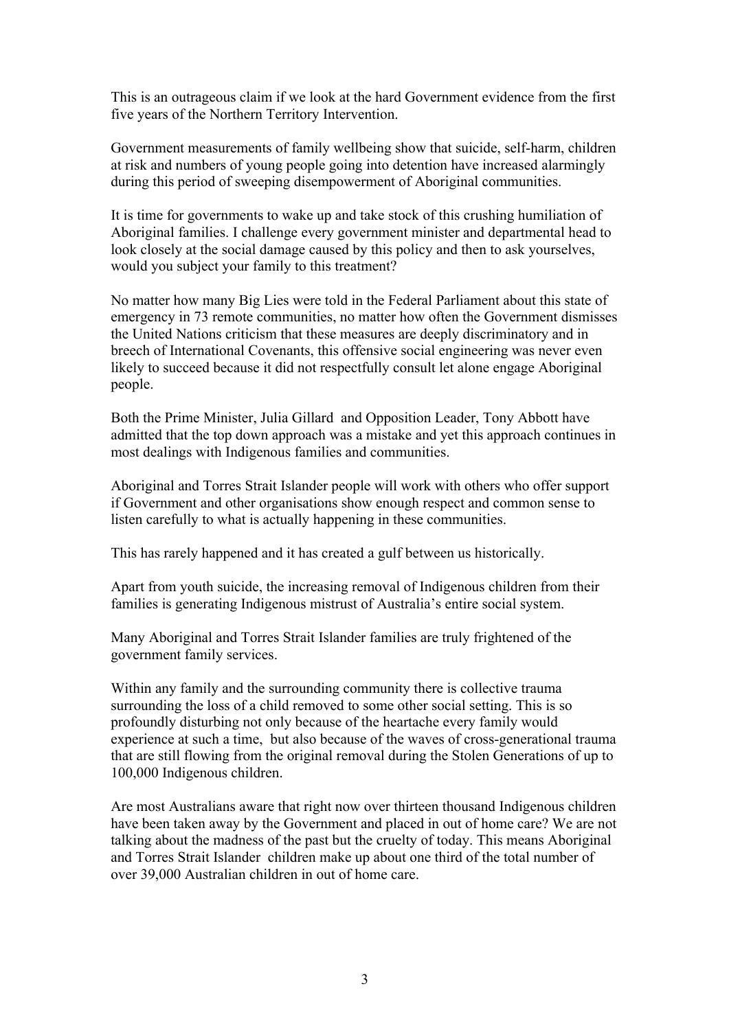This is an outrageous claim if we look at the hard Government evidence from the first five years of the Northern Territory Intervention.

Government measurements of family wellbeing show that suicide, self-harm, children at risk and numbers of young people going into detention have increased alarmingly during this period of sweeping disempowerment of Aboriginal communities.

It is time for governments to wake up and take stock of this crushing humiliation of Aboriginal families. I challenge every government minister and departmental head to look closely at the social damage caused by this policy and then to ask yourselves, would you subject your family to this treatment?

No matter how many Big Lies were told in the Federal Parliament about this state of emergency in 73 remote communities, no matter how often the Government dismisses the United Nations criticism that these measures are deeply discriminatory and in breech of International Covenants, this offensive social engineering was never even likely to succeed because it did not respectfully consult let alone engage Aboriginal people.

Both the Prime Minister, Julia Gillard and Opposition Leader, Tony Abbott have admitted that the top down approach was a mistake and yet this approach continues in most dealings with Indigenous families and communities.

Aboriginal and Torres Strait Islander people will work with others who offer support if Government and other organisations show enough respect and common sense to listen carefully to what is actually happening in these communities.

This has rarely happened and it has created a gulf between us historically.

Apart from youth suicide, the increasing removal of Indigenous children from their families is generating Indigenous mistrust of Australia's entire social system.

Many Aboriginal and Torres Strait Islander families are truly frightened of the government family services.

Within any family and the surrounding community there is collective trauma surrounding the loss of a child removed to some other social setting. This is so profoundly disturbing not only because of the heartache every family would experience at such a time, but also because of the waves of cross-generational trauma that are still flowing from the original removal during the Stolen Generations of up to 100,000 Indigenous children.

Are most Australians aware that right now over thirteen thousand Indigenous children have been taken away by the Government and placed in out of home care? We are not talking about the madness of the past but the cruelty of today. This means Aboriginal and Torres Strait Islander children make up about one third of the total number of over 39,000 Australian children in out of home care.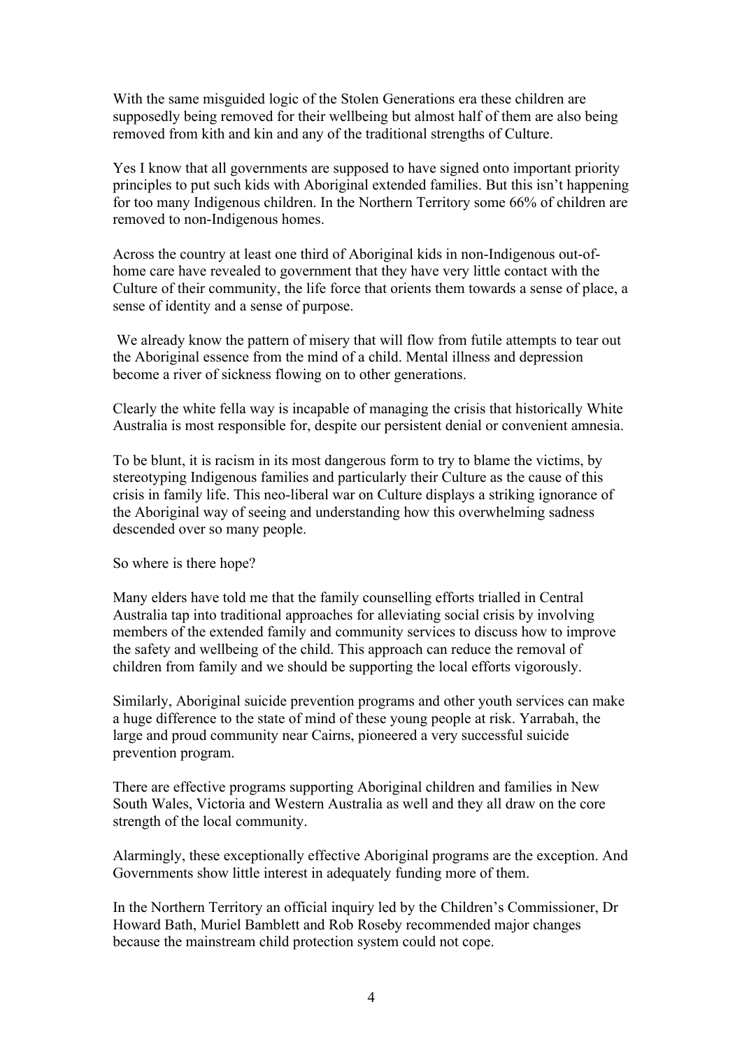With the same misguided logic of the Stolen Generations era these children are supposedly being removed for their wellbeing but almost half of them are also being removed from kith and kin and any of the traditional strengths of Culture.

Yes I know that all governments are supposed to have signed onto important priority principles to put such kids with Aboriginal extended families. But this isn't happening for too many Indigenous children. In the Northern Territory some 66% of children are removed to non-Indigenous homes.

Across the country at least one third of Aboriginal kids in non-Indigenous out-of-home care have revealed to government that they have very little contact with the Culture of their community, the life force that orients them towards a sense of place, a sense of identity and a sense of purpose.

We already know the pattern of misery that will flow from futile attempts to tear out the Aboriginal essence from the mind of a child. Mental illness and depression become a river of sickness flowing on to other generations.

Clearly the white fella way is incapable of managing the crisis that historically White Australia is most responsible for, despite our persistent denial or convenient amnesia.

To be blunt, it is racism in its most dangerous form to try to blame the victims, by stereotyping Indigenous families and particularly their Culture as the cause of this crisis in family life. This neo-liberal war on Culture displays a striking ignorance of the Aboriginal way of seeing and understanding how this overwhelming sadness descended over so many people.

So where is there hope?

Many elders have told me that the family counselling efforts trialled in Central Australia tap into traditional approaches for alleviating social crisis by involving members of the extended family and community services to discuss how to improve the safety and wellbeing of the child. This approach can reduce the removal of children from family and we should be supporting the local efforts vigorously.

Similarly, Aboriginal suicide prevention programs and other youth services can make a huge difference to the state of mind of these young people at risk. Yarrabah, the large and proud community near Cairns, pioneered a very successful suicide prevention program.

There are effective programs supporting Aboriginal children and families in New South Wales, Victoria and Western Australia as well and they all draw on the core strength of the local community.

Alarmingly, these exceptionally effective Aboriginal programs are the exception. And Governments show little interest in adequately funding more of them.

In the Northern Territory an official inquiry led by the Children's Commissioner, Dr Howard Bath, Muriel Bamblett and Rob Roseby recommended major changes because the mainstream child protection system could not cope.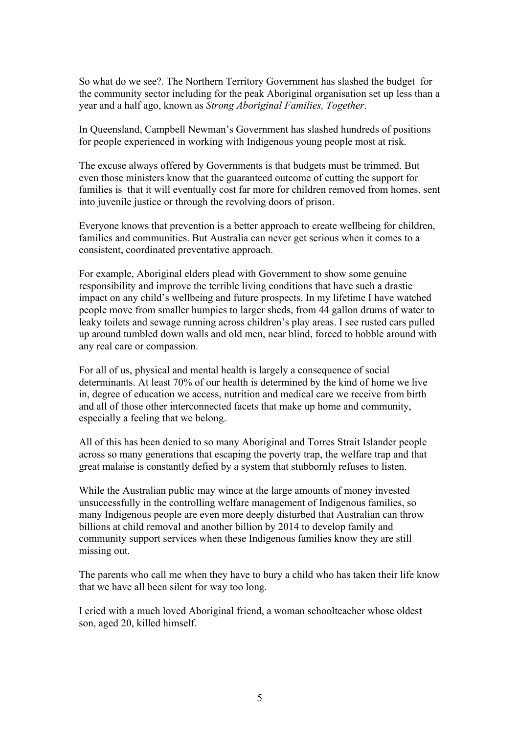So what do we see?. The Northern Territory Government has slashed the budget for the community sector including for the peak Aboriginal organisation set up less than a year and a half ago, known as *Strong Aboriginal Families, Together*.

In Queensland, Campbell Newman's Government has slashed hundreds of positions for people experienced in working with Indigenous young people most at risk.

The excuse always offered by Governments is that budgets must be trimmed. But even those ministers know that the guaranteed outcome of cutting the support for families is that it will eventually cost far more for children removed from homes, sent into juvenile justice or through the revolving doors of prison.

Everyone knows that prevention is a better approach to create wellbeing for children, families and communities. But Australia can never get serious when it comes to a consistent, coordinated preventative approach.

For example, Aboriginal elders plead with Government to show some genuine responsibility and improve the terrible living conditions that have such a drastic impact on any child's wellbeing and future prospects. In my lifetime I have watched people move from smaller humpies to larger sheds, from 44 gallon drums of water to leaky toilets and sewage running across children's play areas. I see rusted cars pulled up around tumbled down walls and old men, near blind, forced to hobble around with any real care or compassion.

For all of us, physical and mental health is largely a consequence of social determinants. At least 70% of our health is determined by the kind of home we live in, degree of education we access, nutrition and medical care we receive from birth and all of those other interconnected facets that make up home and community, especially a feeling that we belong.

All of this has been denied to so many Aboriginal and Torres Strait Islander people across so many generations that escaping the poverty trap, the welfare trap and that great malaise is constantly defied by a system that stubbornly refuses to listen.

While the Australian public may wince at the large amounts of money invested unsuccessfully in the controlling welfare management of Indigenous families, so many Indigenous people are even more deeply disturbed that Australian can throw billions at child removal and another billion by 2014 to develop family and community support services when these Indigenous families know they are still missing out.

The parents who call me when they have to bury a child who has taken their life know that we have all been silent for way too long.

I cried with a much loved Aboriginal friend, a woman schoolteacher whose oldest son, aged 20, killed himself.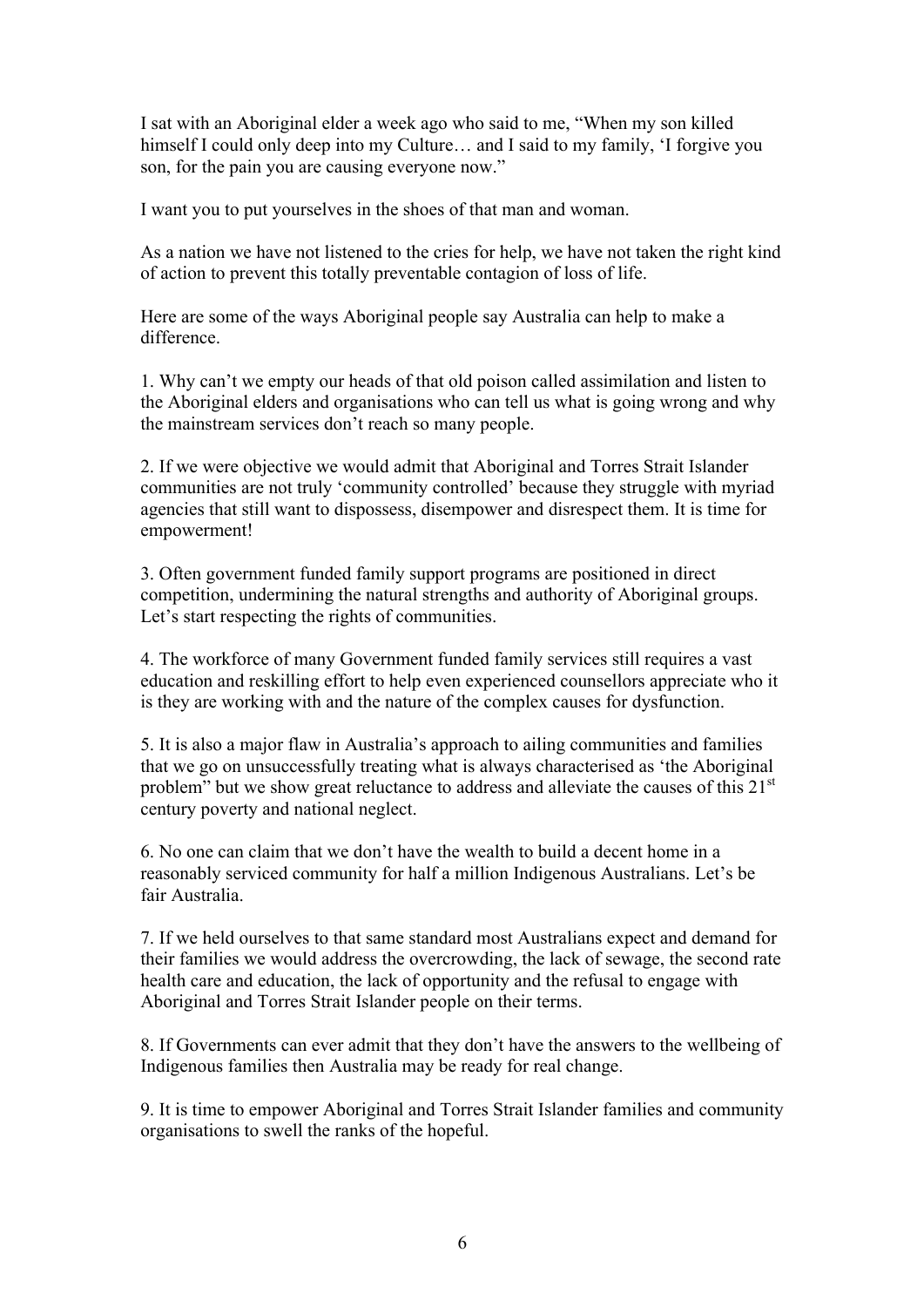I sat with an Aboriginal elder a week ago who said to me, "When my son killed himself I could only deep into my Culture… and I said to my family, 'I forgive you son, for the pain you are causing everyone now."

I want you to put yourselves in the shoes of that man and woman.

As a nation we have not listened to the cries for help, we have not taken the right kind of action to prevent this totally preventable contagion of loss of life.

Here are some of the ways Aboriginal people say Australia can help to make a difference.

1. Why can't we empty our heads of that old poison called assimilation and listen to the Aboriginal elders and organisations who can tell us what is going wrong and why the mainstream services don't reach so many people.

2. If we were objective we would admit that Aboriginal and Torres Strait Islander communities are not truly 'community controlled' because they struggle with myriad agencies that still want to dispossess, disempower and disrespect them. It is time for empowerment!

3. Often government funded family support programs are positioned in direct competition, undermining the natural strengths and authority of Aboriginal groups. Let's start respecting the rights of communities.

4. The workforce of many Government funded family services still requires a vast education and reskilling effort to help even experienced counsellors appreciate who it is they are working with and the nature of the complex causes for dysfunction.

5. It is also a major flaw in Australia's approach to ailing communities and families that we go on unsuccessfully treating what is always characterised as 'the Aboriginal problem" but we show great reluctance to address and alleviate the causes of this 21st century poverty and national neglect.

6. No one can claim that we don't have the wealth to build a decent home in a reasonably serviced community for half a million Indigenous Australians. Let's be fair Australia.

7. If we held ourselves to that same standard most Australians expect and demand for their families we would address the overcrowding, the lack of sewage, the second rate health care and education, the lack of opportunity and the refusal to engage with Aboriginal and Torres Strait Islander people on their terms.

8. If Governments can ever admit that they don't have the answers to the wellbeing of Indigenous families then Australia may be ready for real change.

9. It is time to empower Aboriginal and Torres Strait Islander families and community organisations to swell the ranks of the hopeful.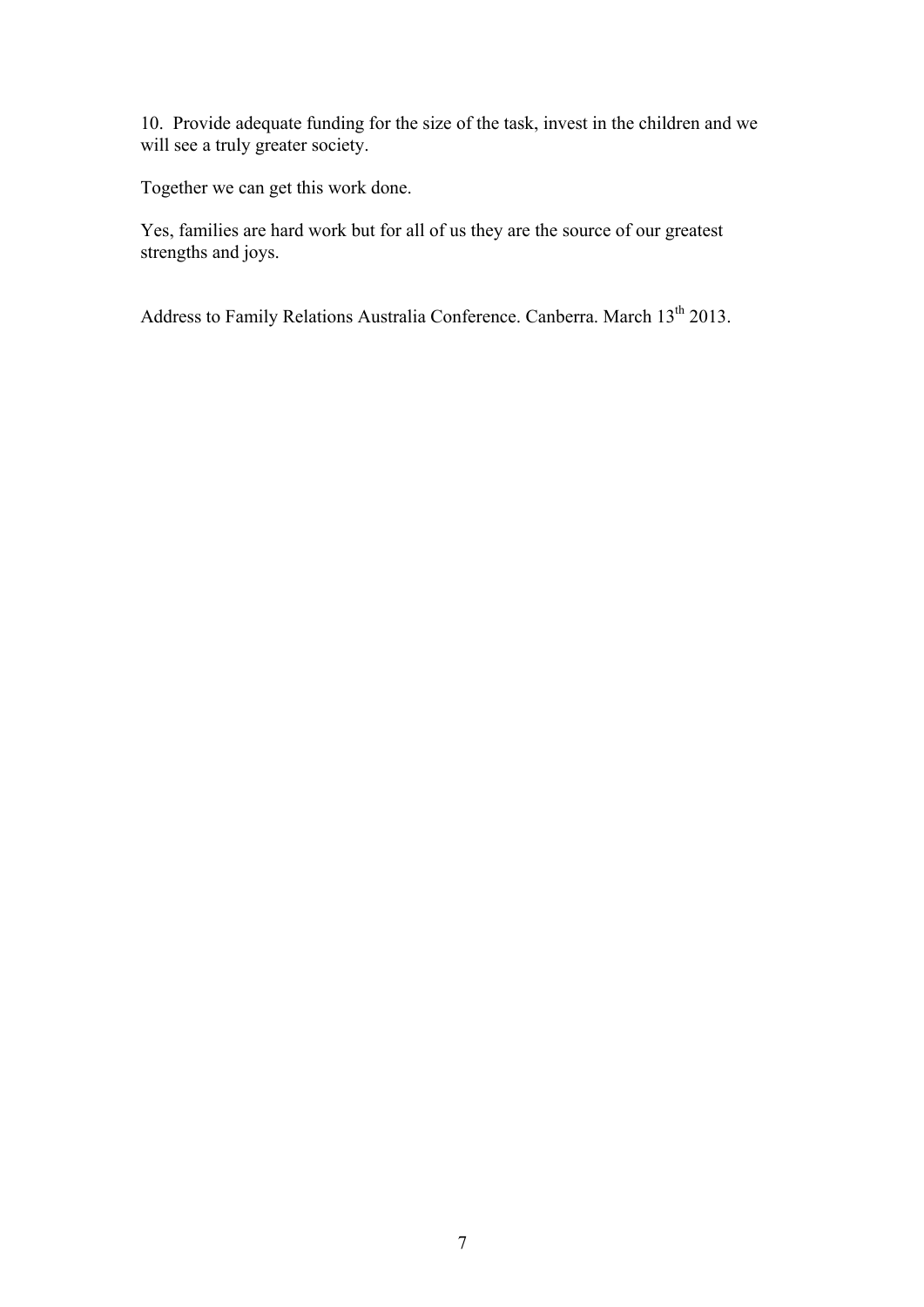10. Provide adequate funding for the size of the task, invest in the children and we will see a truly greater society.

Together we can get this work done.

Yes, families are hard work but for all of us they are the source of our greatest strengths and joys.

Address to Family Relations Australia Conference. Canberra. March 13th 2013.